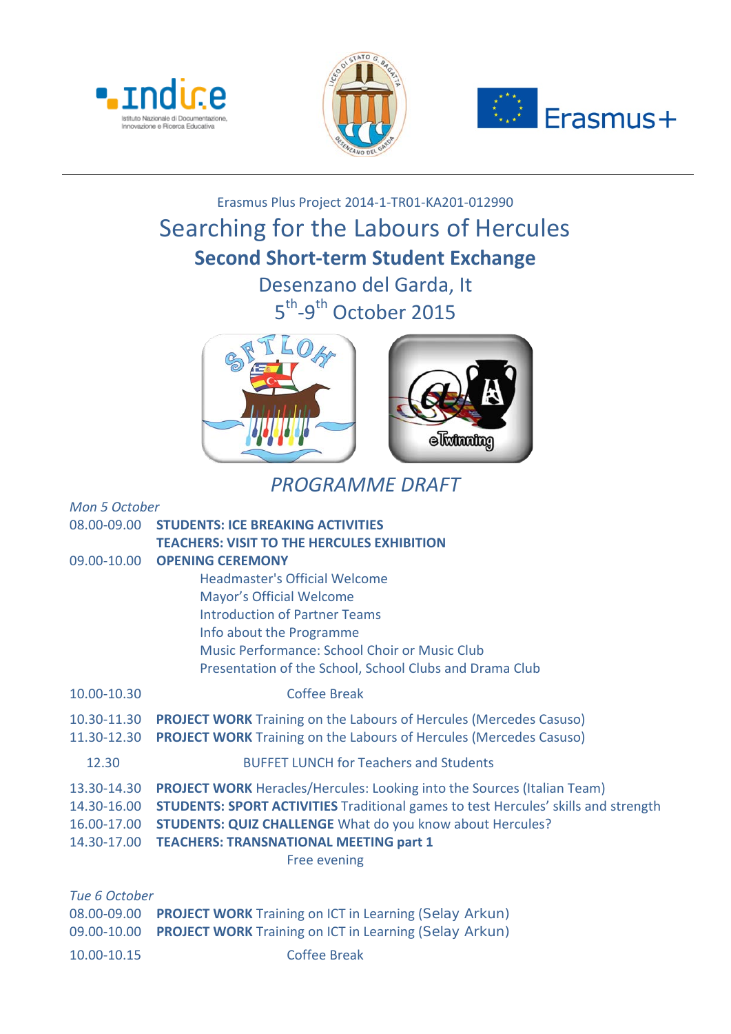Erasmus Plus Project 2014-1-TR01-KA201-012990

# Searching for the Labours of Hercules

## Second Short-term Student Exchange

Desenzano del Garda, It

5th-9th October 2015

## *PROGRAMME DRAFT*

*Mon 5 October*

08.00-09.00 **STUDENTS: ICE BREAKING ACTIVITIES**
**TEACHERS: VISIT TO THE HERCULES EXHIBITION**

09.00-10.00 **OPENING CEREMONY**
- Headmaster's Official Welcome
- Mayor's Official Welcome
- Introduction of Partner Teams
- Info about the Programme
- Music Performance: School Choir or Music Club
- Presentation of the School, School Clubs and Drama Club

10.00-10.30 Coffee Break

10.30-11.30 **PROJECT WORK** Training on the Labours of Hercules (Mercedes Casuso)

11.30-12.30 **PROJECT WORK** Training on the Labours of Hercules (Mercedes Casuso)

12.30 BUFFET LUNCH for Teachers and Students

13.30-14.30 **PROJECT WORK** Heracles/Hercules: Looking into the Sources (Italian Team)

14.30-16.00 **STUDENTS: SPORT ACTIVITIES** Traditional games to test Hercules' skills and strength

16.00-17.00 **STUDENTS: QUIZ CHALLENGE** What do you know about Hercules?

14.30-17.00 **TEACHERS: TRANSNATIONAL MEETING part 1**

Free evening

*Tue 6 October*

08.00-09.00 **PROJECT WORK** Training on ICT in Learning (Selay Arkun)

09.00-10.00 **PROJECT WORK** Training on ICT in Learning (Selay Arkun)

10.00-10.15 Coffee Break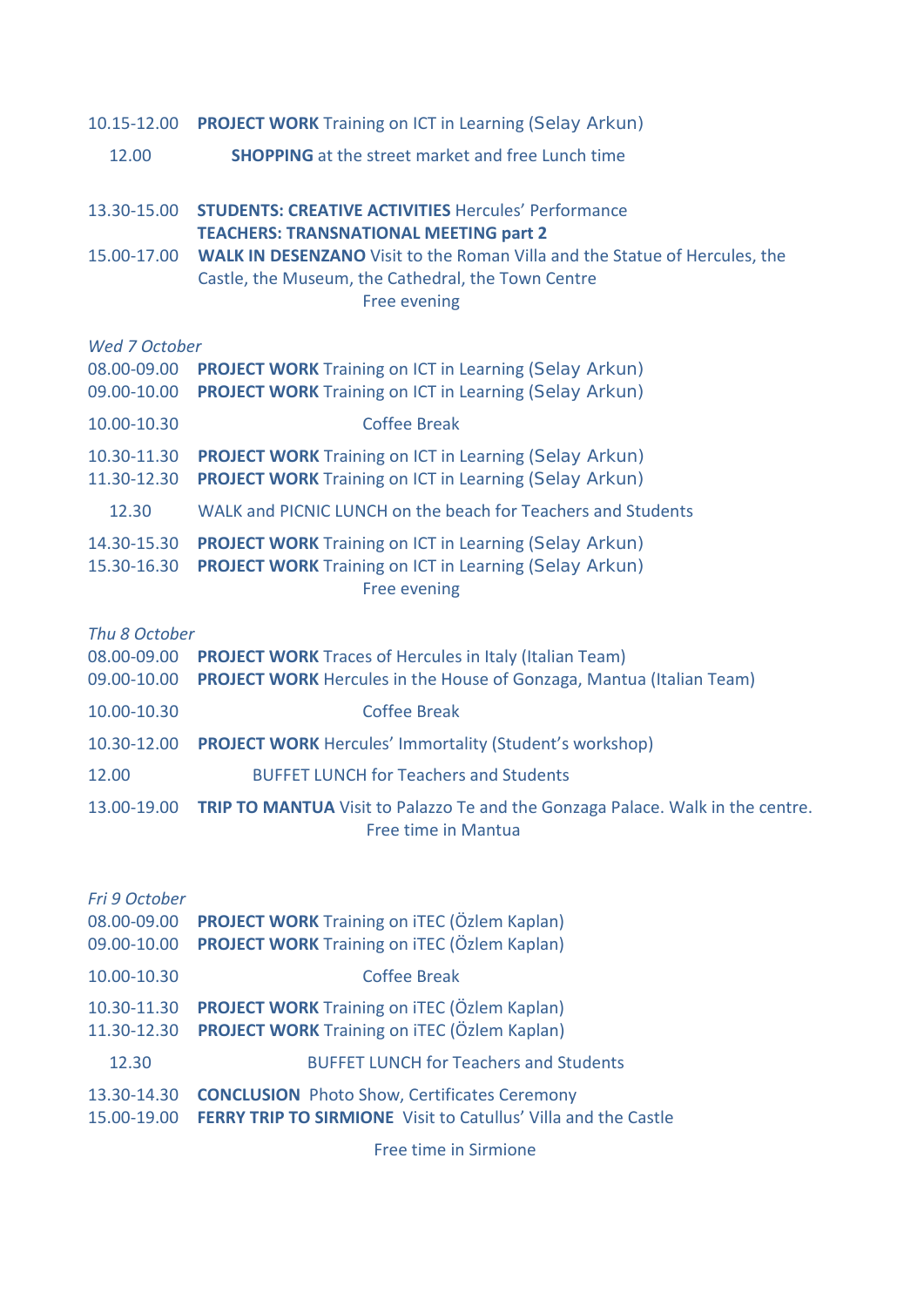10.15-12.00 **PROJECT WORK** Training on ICT in Learning (Selay Arkun)

12.00 **SHOPPING** at the street market and free Lunch time

13.30-15.00 **STUDENTS: CREATIVE ACTIVITIES** Hercules' Performance
**TEACHERS: TRANSNATIONAL MEETING part 2**

15.00-17.00 **WALK IN DESENZANO** Visit to the Roman Villa and the Statue of Hercules, the Castle, the Museum, the Cathedral, the Town Centre

Free evening

*Wed 7 October*

08.00-09.00 **PROJECT WORK** Training on ICT in Learning (Selay Arkun)
09.00-10.00 **PROJECT WORK** Training on ICT in Learning (Selay Arkun)

10.00-10.30 Coffee Break

10.30-11.30 **PROJECT WORK** Training on ICT in Learning (Selay Arkun)
11.30-12.30 **PROJECT WORK** Training on ICT in Learning (Selay Arkun)

12.30 WALK and PICNIC LUNCH on the beach for Teachers and Students

14.30-15.30 **PROJECT WORK** Training on ICT in Learning (Selay Arkun)
15.30-16.30 **PROJECT WORK** Training on ICT in Learning (Selay Arkun)

Free evening

*Thu 8 October*

08.00-09.00 **PROJECT WORK** Traces of Hercules in Italy (Italian Team)
09.00-10.00 **PROJECT WORK** Hercules in the House of Gonzaga, Mantua (Italian Team)

10.00-10.30 Coffee Break

10.30-12.00 **PROJECT WORK** Hercules' Immortality (Student's workshop)

12.00 BUFFET LUNCH for Teachers and Students

13.00-19.00 **TRIP TO MANTUA** Visit to Palazzo Te and the Gonzaga Palace. Walk in the centre.

Free time in Mantua

*Fri 9 October*

08.00-09.00 **PROJECT WORK** Training on iTEC (Özlem Kaplan)
09.00-10.00 **PROJECT WORK** Training on iTEC (Özlem Kaplan)

10.00-10.30 Coffee Break

10.30-11.30 **PROJECT WORK** Training on iTEC (Özlem Kaplan)
11.30-12.30 **PROJECT WORK** Training on iTEC (Özlem Kaplan)

12.30 BUFFET LUNCH for Teachers and Students

13.30-14.30 **CONCLUSION** Photo Show, Certificates Ceremony
15.00-19.00 **FERRY TRIP TO SIRMIONE** Visit to Catullus' Villa and the Castle

Free time in Sirmione